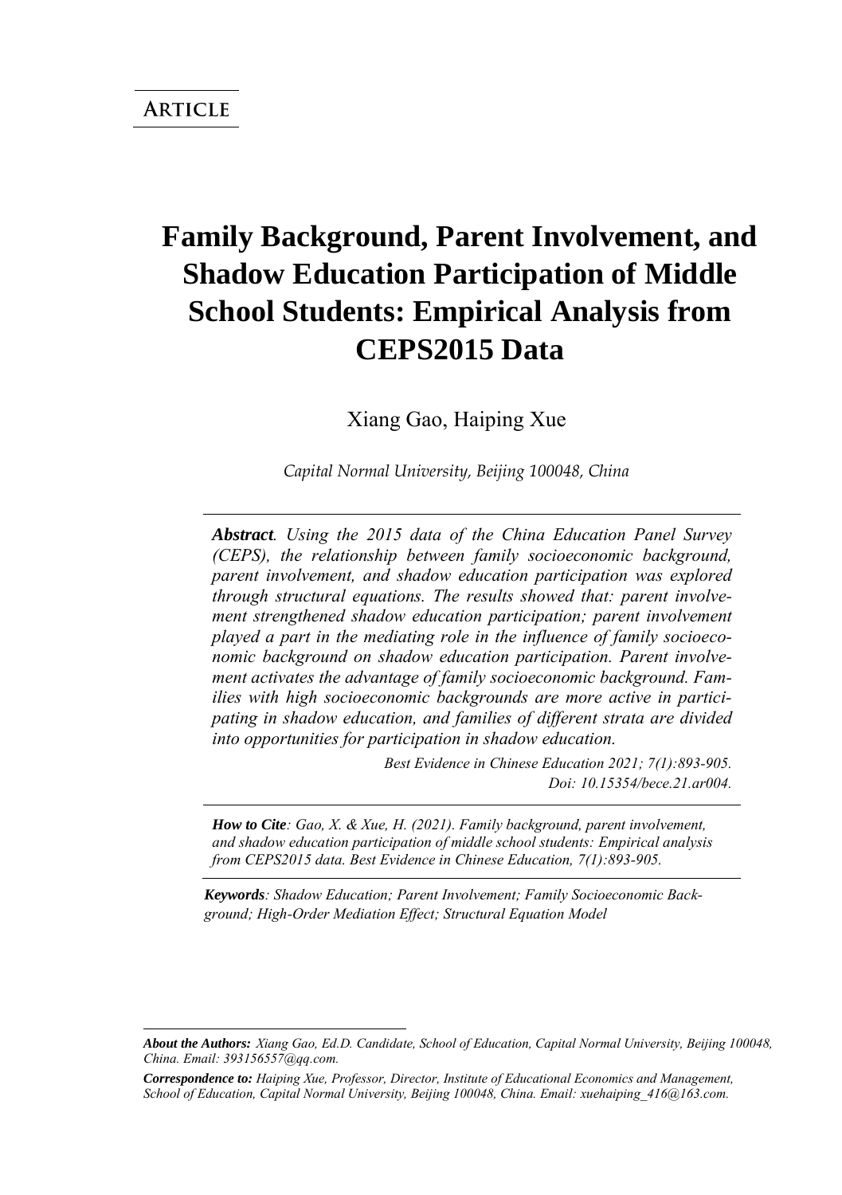**ARTICLE**

# Family Background, Parent Involvement, and Shadow Education Participation of Middle School Students: Empirical Analysis from CEPS2015 Data

Xiang Gao, Haiping Xue

*Capital Normal University, Beijing 100048, China*

***Abstract***. *Using the 2015 data of the China Education Panel Survey (CEPS), the relationship between family socioeconomic background, parent involvement, and shadow education participation was explored through structural equations. The results showed that: parent involvement strengthened shadow education participation; parent involvement played a part in the mediating role in the influence of family socioeconomic background on shadow education participation. Parent involvement activates the advantage of family socioeconomic background. Families with high socioeconomic backgrounds are more active in participating in shadow education, and families of different strata are divided into opportunities for participation in shadow education.*

*Best Evidence in Chinese Education 2021; 7(1):893-905.*
*Doi: 10.15354/bece.21.ar004.*

***How to Cite***: *Gao, X. & Xue, H. (2021). Family background, parent involvement, and shadow education participation of middle school students: Empirical analysis from CEPS2015 data. Best Evidence in Chinese Education, 7(1):893-905.*

***Keywords***: *Shadow Education; Parent Involvement; Family Socioeconomic Background; High-Order Mediation Effect; Structural Equation Model*

---

***About the Authors:*** *Xiang Gao, Ed.D. Candidate, School of Education, Capital Normal University, Beijing 100048, China. Email: 393156557@qq.com.*

***Correspondence to:*** *Haiping Xue, Professor, Director, Institute of Educational Economics and Management, School of Education, Capital Normal University, Beijing 100048, China. Email: xuehaiping_416@163.com.*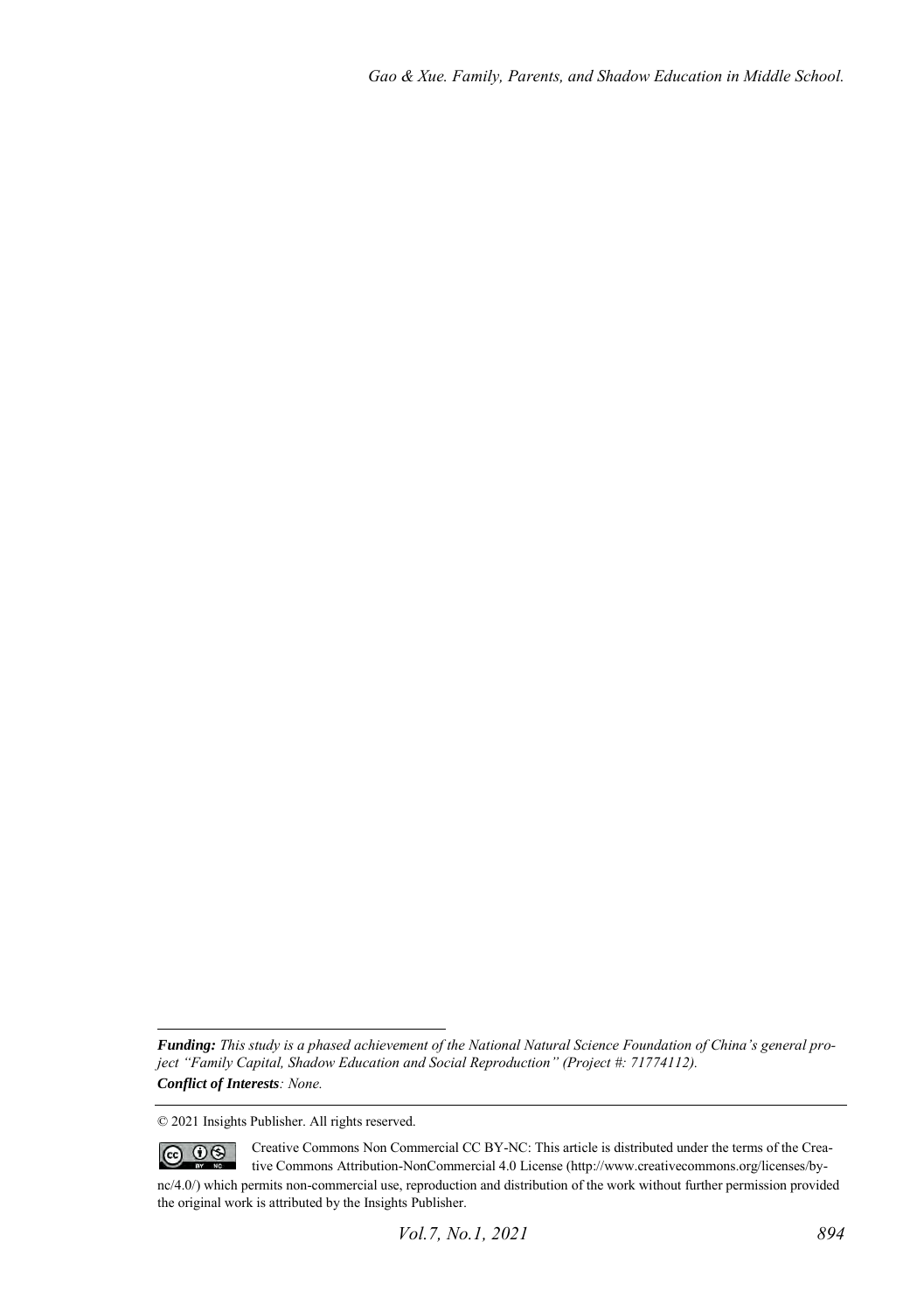***Funding:*** *This study is a phased achievement of the National Natural Science Foundation of China's general project "Family Capital, Shadow Education and Social Reproduction" (Project #: 71774112).*

***Conflict of Interests****: None.*

© 2021 Insights Publisher. All rights reserved.

Creative Commons Non Commercial CC BY-NC: This article is distributed under the terms of the Creative Commons Attribution-NonCommercial 4.0 License (http://www.creativecommons.org/licenses/by-nc/4.0/) which permits non-commercial use, reproduction and distribution of the work without further permission provided the original work is attributed by the Insights Publisher.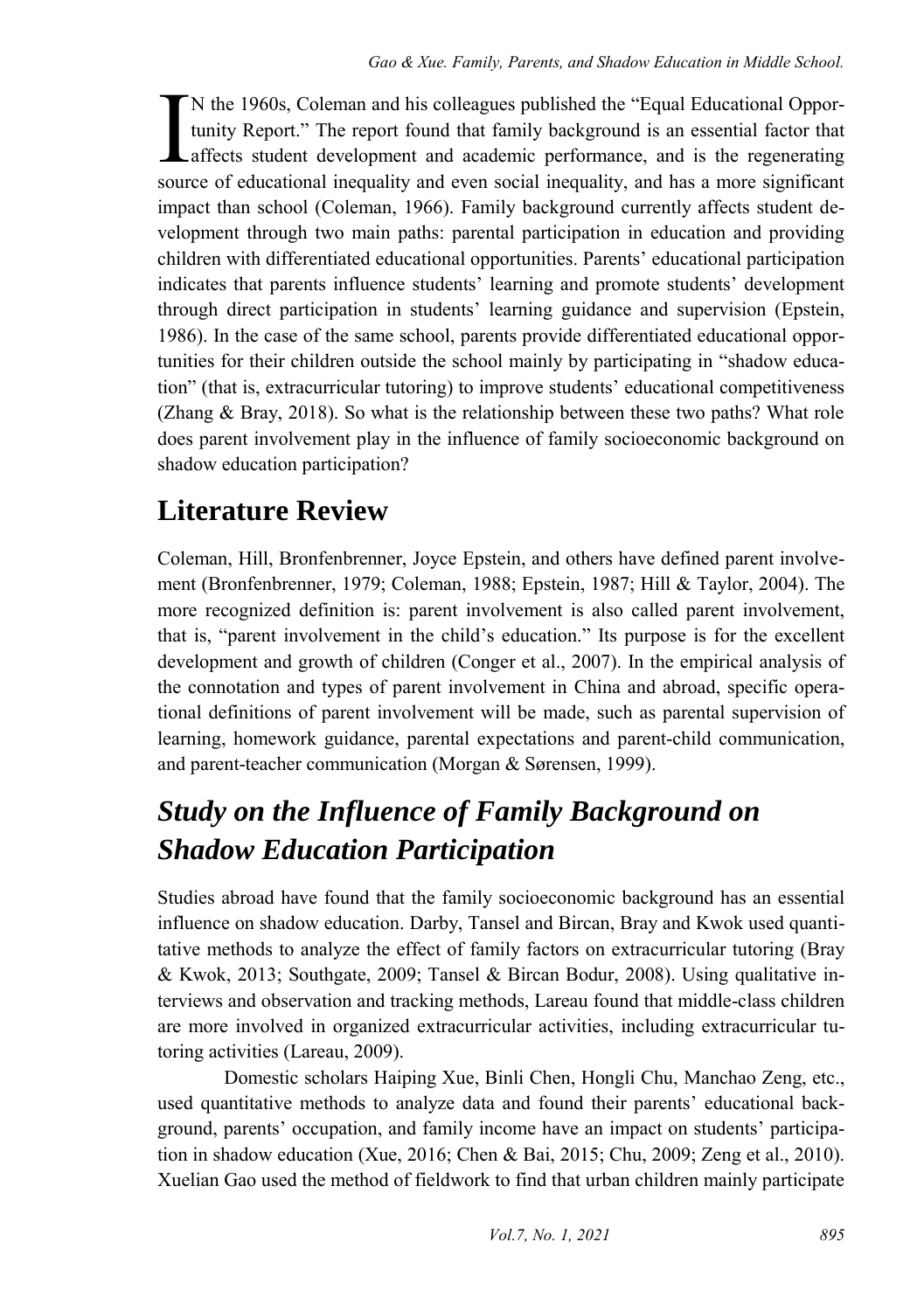IN the 1960s, Coleman and his colleagues published the "Equal Educational Opportunity Report." The report found that family background is an essential factor that affects student development and academic performance, and is the regenerating source of educational inequality and even social inequality, and has a more significant impact than school (Coleman, 1966). Family background currently affects student development through two main paths: parental participation in education and providing children with differentiated educational opportunities. Parents' educational participation indicates that parents influence students' learning and promote students' development through direct participation in students' learning guidance and supervision (Epstein, 1986). In the case of the same school, parents provide differentiated educational opportunities for their children outside the school mainly by participating in "shadow education" (that is, extracurricular tutoring) to improve students' educational competitiveness (Zhang & Bray, 2018). So what is the relationship between these two paths? What role does parent involvement play in the influence of family socioeconomic background on shadow education participation?

# Literature Review

Coleman, Hill, Bronfenbrenner, Joyce Epstein, and others have defined parent involvement (Bronfenbrenner, 1979; Coleman, 1988; Epstein, 1987; Hill & Taylor, 2004). The more recognized definition is: parent involvement is also called parent involvement, that is, "parent involvement in the child's education." Its purpose is for the excellent development and growth of children (Conger et al., 2007). In the empirical analysis of the connotation and types of parent involvement in China and abroad, specific operational definitions of parent involvement will be made, such as parental supervision of learning, homework guidance, parental expectations and parent-child communication, and parent-teacher communication (Morgan & Sørensen, 1999).

## *Study on the Influence of Family Background on Shadow Education Participation*

Studies abroad have found that the family socioeconomic background has an essential influence on shadow education. Darby, Tansel and Bircan, Bray and Kwok used quantitative methods to analyze the effect of family factors on extracurricular tutoring (Bray & Kwok, 2013; Southgate, 2009; Tansel & Bircan Bodur, 2008). Using qualitative interviews and observation and tracking methods, Lareau found that middle-class children are more involved in organized extracurricular activities, including extracurricular tutoring activities (Lareau, 2009).

Domestic scholars Haiping Xue, Binli Chen, Hongli Chu, Manchao Zeng, etc., used quantitative methods to analyze data and found their parents' educational background, parents' occupation, and family income have an impact on students' participation in shadow education (Xue, 2016; Chen & Bai, 2015; Chu, 2009; Zeng et al., 2010). Xuelian Gao used the method of fieldwork to find that urban children mainly participate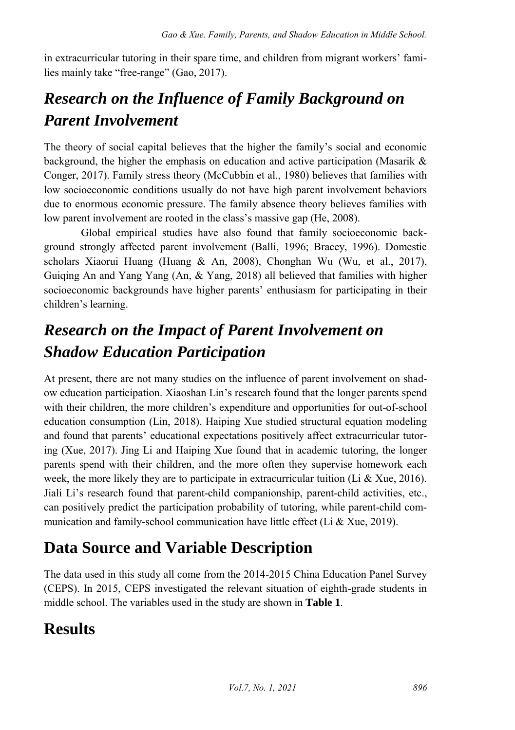in extracurricular tutoring in their spare time, and children from migrant workers' families mainly take "free-range" (Gao, 2017).

## *Research on the Influence of Family Background on Parent Involvement*

The theory of social capital believes that the higher the family's social and economic background, the higher the emphasis on education and active participation (Masarik & Conger, 2017). Family stress theory (McCubbin et al., 1980) believes that families with low socioeconomic conditions usually do not have high parent involvement behaviors due to enormous economic pressure. The family absence theory believes families with low parent involvement are rooted in the class's massive gap (He, 2008).

Global empirical studies have also found that family socioeconomic background strongly affected parent involvement (Balli, 1996; Bracey, 1996). Domestic scholars Xiaorui Huang (Huang & An, 2008), Chonghan Wu (Wu, et al., 2017), Guiqing An and Yang Yang (An, & Yang, 2018) all believed that families with higher socioeconomic backgrounds have higher parents' enthusiasm for participating in their children's learning.

## *Research on the Impact of Parent Involvement on Shadow Education Participation*

At present, there are not many studies on the influence of parent involvement on shadow education participation. Xiaoshan Lin's research found that the longer parents spend with their children, the more children's expenditure and opportunities for out-of-school education consumption (Lin, 2018). Haiping Xue studied structural equation modeling and found that parents' educational expectations positively affect extracurricular tutoring (Xue, 2017). Jing Li and Haiping Xue found that in academic tutoring, the longer parents spend with their children, and the more often they supervise homework each week, the more likely they are to participate in extracurricular tuition (Li & Xue, 2016). Jiali Li's research found that parent-child companionship, parent-child activities, etc., can positively predict the participation probability of tutoring, while parent-child communication and family-school communication have little effect (Li & Xue, 2019).

# Data Source and Variable Description

The data used in this study all come from the 2014-2015 China Education Panel Survey (CEPS). In 2015, CEPS investigated the relevant situation of eighth-grade students in middle school. The variables used in the study are shown in **Table 1**.

# Results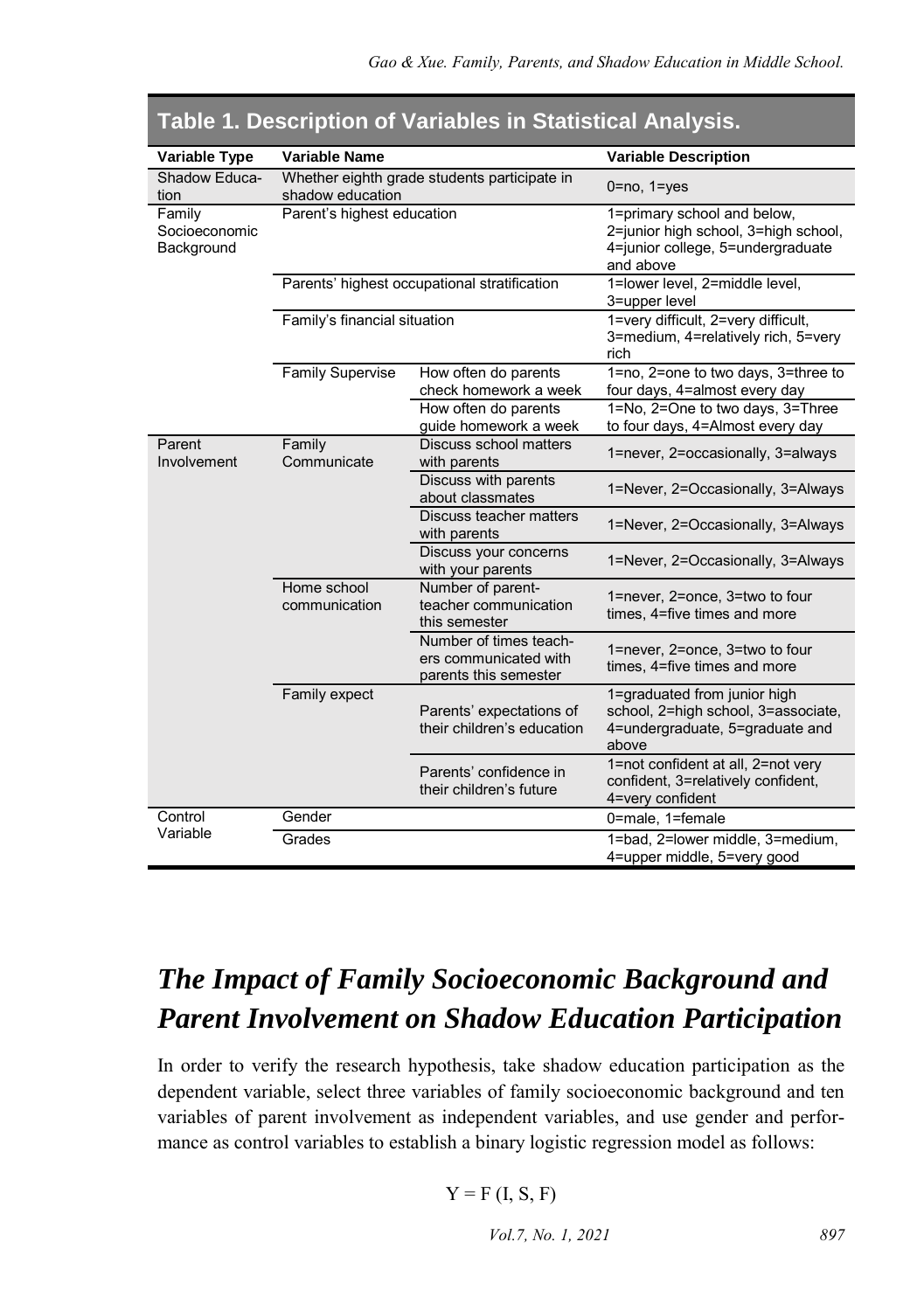**Table 1. Description of Variables in Statistical Analysis.**

| Variable Type | Variable Name | | Variable Description |
|---|---|---|---|
| Shadow Education | Whether eighth grade students participate in shadow education | | 0=no, 1=yes |
| Family Socioeconomic Background | Parent's highest education | | 1=primary school and below, 2=junior high school, 3=high school, 4=junior college, 5=undergraduate and above |
| | Parents' highest occupational stratification | | 1=lower level, 2=middle level, 3=upper level |
| | Family's financial situation | | 1=very difficult, 2=very difficult, 3=medium, 4=relatively rich, 5=very rich |
| | Family Supervise | How often do parents check homework a week | 1=no, 2=one to two days, 3=three to four days, 4=almost every day |
| | | How often do parents guide homework a week | 1=No, 2=One to two days, 3=Three to four days, 4=Almost every day |
| Parent Involvement | Family Communicate | Discuss school matters with parents | 1=never, 2=occasionally, 3=always |
| | | Discuss with parents about classmates | 1=Never, 2=Occasionally, 3=Always |
| | | Discuss teacher matters with parents | 1=Never, 2=Occasionally, 3=Always |
| | | Discuss your concerns with your parents | 1=Never, 2=Occasionally, 3=Always |
| | Home school communication | Number of parent-teacher communication this semester | 1=never, 2=once, 3=two to four times, 4=five times and more |
| | | Number of times teachers communicated with parents this semester | 1=never, 2=once, 3=two to four times, 4=five times and more |
| | Family expect | Parents' expectations of their children's education | 1=graduated from junior high school, 2=high school, 3=associate, 4=undergraduate, 5=graduate and above |
| | | Parents' confidence in their children's future | 1=not confident at all, 2=not very confident, 3=relatively confident, 4=very confident |
| Control Variable | Gender | | 0=male, 1=female |
| | Grades | | 1=bad, 2=lower middle, 3=medium, 4=upper middle, 5=very good |

## *The Impact of Family Socioeconomic Background and Parent Involvement on Shadow Education Participation*

In order to verify the research hypothesis, take shadow education participation as the dependent variable, select three variables of family socioeconomic background and ten variables of parent involvement as independent variables, and use gender and performance as control variables to establish a binary logistic regression model as follows:

$$Y = F(I, S, F)$$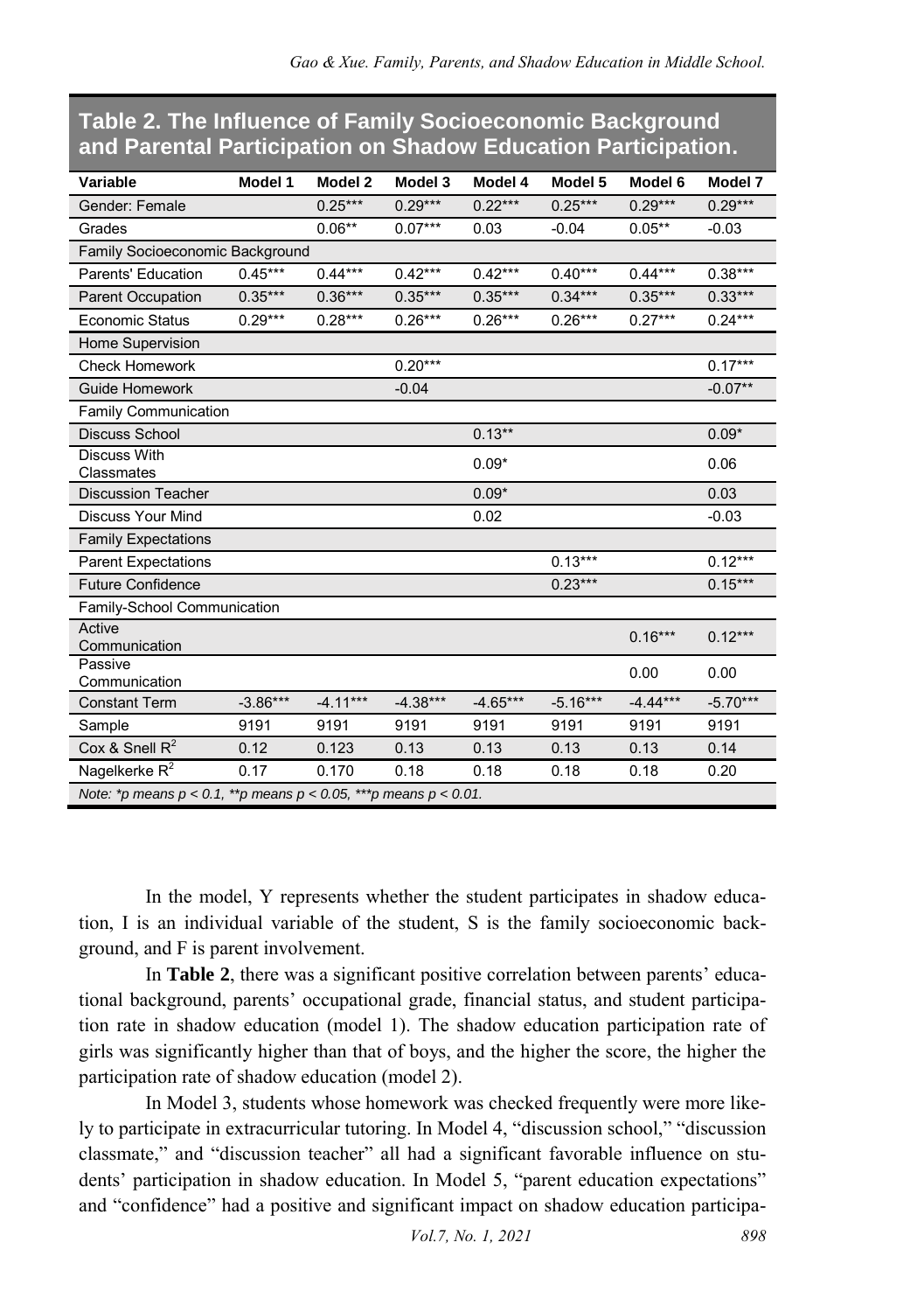**Table 2. The Influence of Family Socioeconomic Background and Parental Participation on Shadow Education Participation.**

| Variable | Model 1 | Model 2 | Model 3 | Model 4 | Model 5 | Model 6 | Model 7 |
|---|---|---|---|---|---|---|---|
| Gender: Female | | 0.25*** | 0.29*** | 0.22*** | 0.25*** | 0.29*** | 0.29*** |
| Grades | | 0.06** | 0.07*** | 0.03 | -0.04 | 0.05** | -0.03 |
| Family Socioeconomic Background | | | | | | | |
| Parents' Education | 0.45*** | 0.44*** | 0.42*** | 0.42*** | 0.40*** | 0.44*** | 0.38*** |
| Parent Occupation | 0.35*** | 0.36*** | 0.35*** | 0.35*** | 0.34*** | 0.35*** | 0.33*** |
| Economic Status | 0.29*** | 0.28*** | 0.26*** | 0.26*** | 0.26*** | 0.27*** | 0.24*** |
| Home Supervision | | | | | | | |
| Check Homework | | | 0.20*** | | | | 0.17*** |
| Guide Homework | | | -0.04 | | | | -0.07** |
| Family Communication | | | | | | | |
| Discuss School | | | | 0.13** | | | 0.09* |
| Discuss With Classmates | | | | 0.09* | | | 0.06 |
| Discussion Teacher | | | | 0.09* | | | 0.03 |
| Discuss Your Mind | | | | 0.02 | | | -0.03 |
| Family Expectations | | | | | | | |
| Parent Expectations | | | | | 0.13*** | | 0.12*** |
| Future Confidence | | | | | 0.23*** | | 0.15*** |
| Family-School Communication | | | | | | | |
| Active Communication | | | | | | 0.16*** | 0.12*** |
| Passive Communication | | | | | | 0.00 | 0.00 |
| Constant Term | -3.86*** | -4.11*** | -4.38*** | -4.65*** | -5.16*** | -4.44*** | -5.70*** |
| Sample | 9191 | 9191 | 9191 | 9191 | 9191 | 9191 | 9191 |
| Cox & Snell $R^2$ | 0.12 | 0.123 | 0.13 | 0.13 | 0.13 | 0.13 | 0.14 |
| Nagelkerke $R^2$ | 0.17 | 0.170 | 0.18 | 0.18 | 0.18 | 0.18 | 0.20 |

*Note: *p means $p < 0.1$, **p means $p < 0.05$, ***p means $p < 0.01$.*

In the model, Y represents whether the student participates in shadow education, I is an individual variable of the student, S is the family socioeconomic background, and F is parent involvement.

In **Table 2**, there was a significant positive correlation between parents' educational background, parents' occupational grade, financial status, and student participation rate in shadow education (model 1). The shadow education participation rate of girls was significantly higher than that of boys, and the higher the score, the higher the participation rate of shadow education (model 2).

In Model 3, students whose homework was checked frequently were more likely to participate in extracurricular tutoring. In Model 4, "discussion school," "discussion classmate," and "discussion teacher" all had a significant favorable influence on students' participation in shadow education. In Model 5, "parent education expectations" and "confidence" had a positive and significant impact on shadow education participa-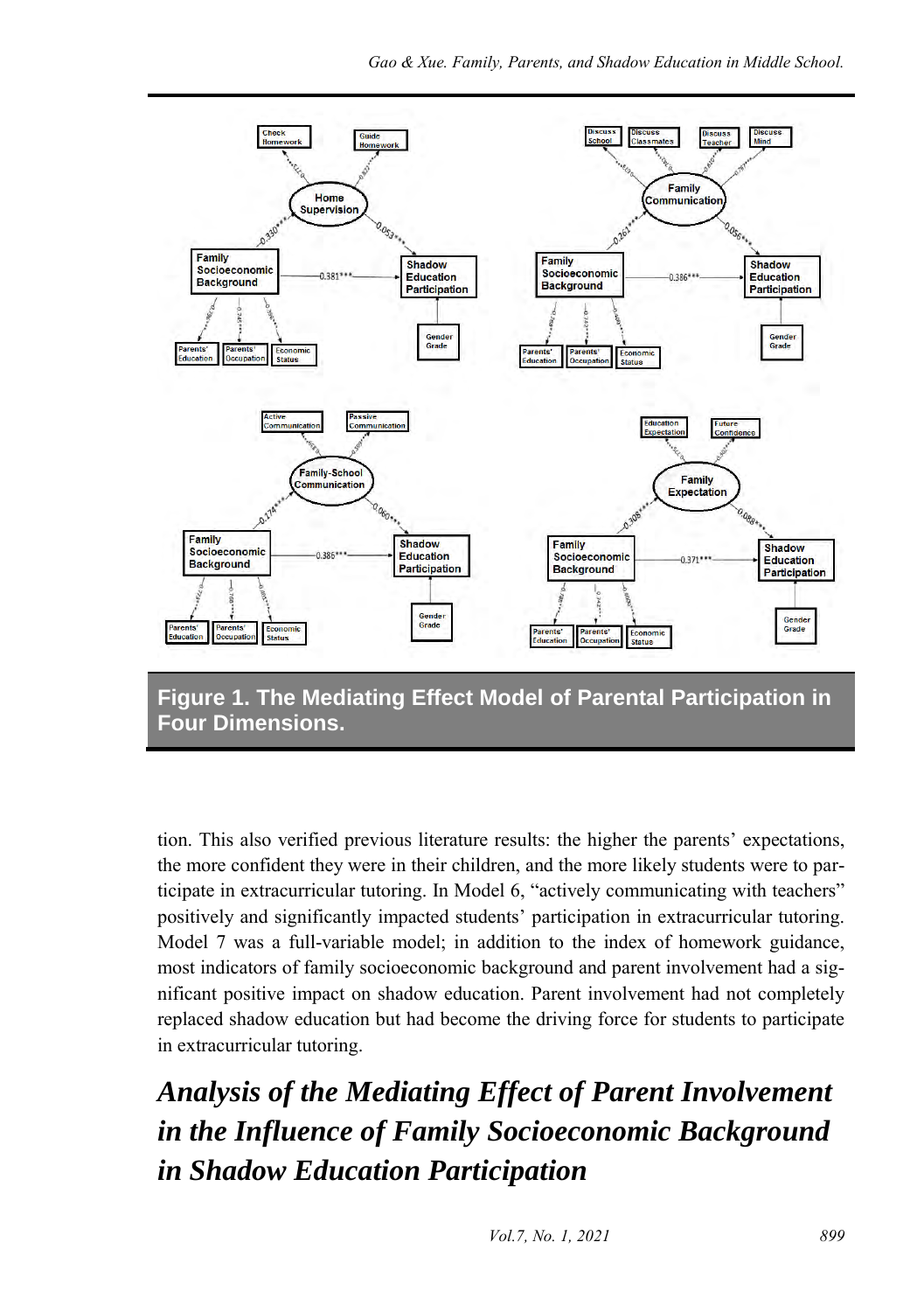**Figure 1. The Mediating Effect Model of Parental Participation in Four Dimensions.**

tion. This also verified previous literature results: the higher the parents' expectations, the more confident they were in their children, and the more likely students were to participate in extracurricular tutoring. In Model 6, "actively communicating with teachers" positively and significantly impacted students' participation in extracurricular tutoring. Model 7 was a full-variable model; in addition to the index of homework guidance, most indicators of family socioeconomic background and parent involvement had a significant positive impact on shadow education. Parent involvement had not completely replaced shadow education but had become the driving force for students to participate in extracurricular tutoring.

## *Analysis of the Mediating Effect of Parent Involvement in the Influence of Family Socioeconomic Background in Shadow Education Participation*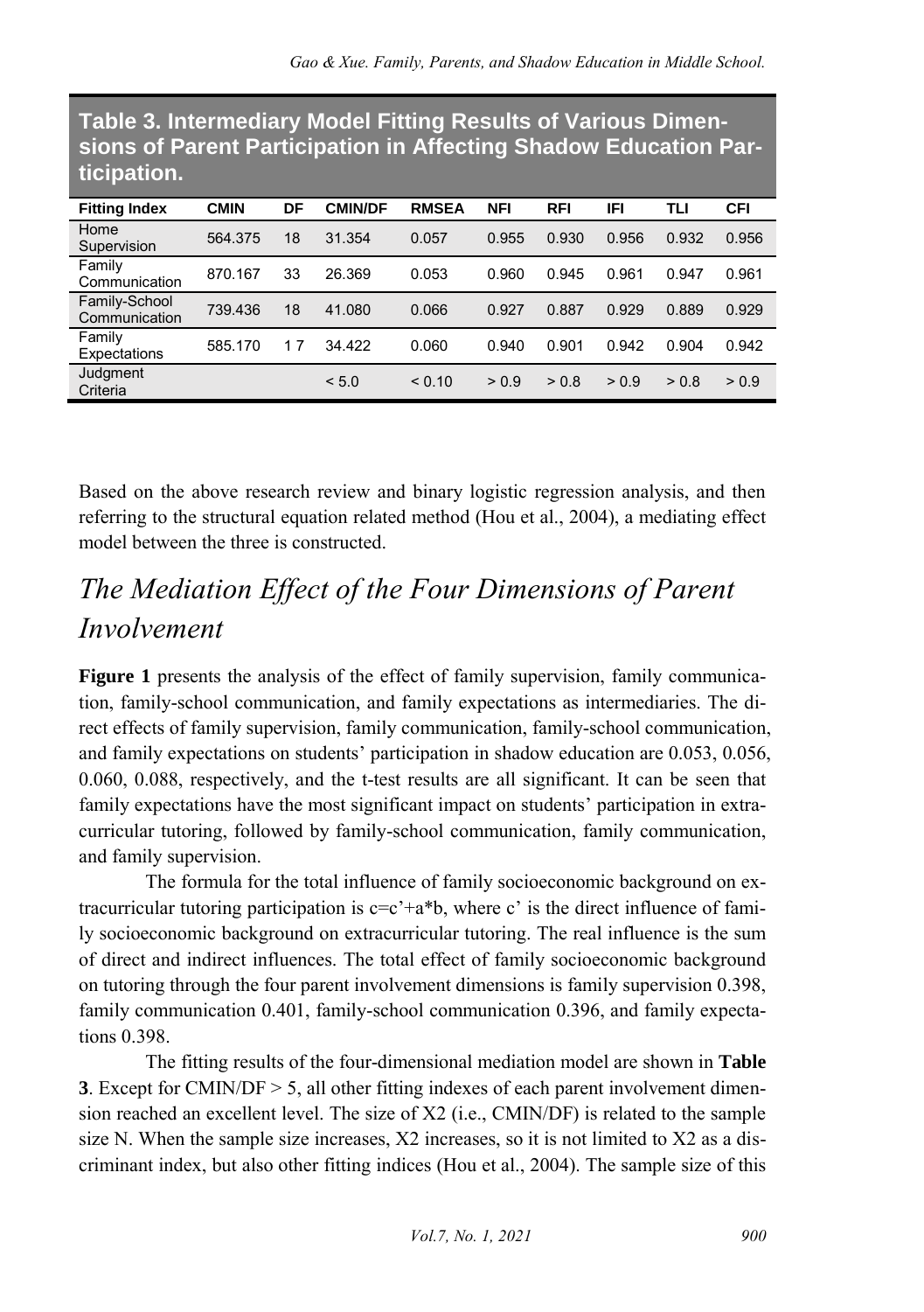**Table 3. Intermediary Model Fitting Results of Various Dimensions of Parent Participation in Affecting Shadow Education Participation.**

| Fitting Index | CMIN | DF | CMIN/DF | RMSEA | NFI | RFI | IFI | TLI | CFI |
|---|---|---|---|---|---|---|---|---|---|
| Home Supervision | 564.375 | 18 | 31.354 | 0.057 | 0.955 | 0.930 | 0.956 | 0.932 | 0.956 |
| Family Communication | 870.167 | 33 | 26.369 | 0.053 | 0.960 | 0.945 | 0.961 | 0.947 | 0.961 |
| Family-School Communication | 739.436 | 18 | 41.080 | 0.066 | 0.927 | 0.887 | 0.929 | 0.889 | 0.929 |
| Family Expectations | 585.170 | 17 | 34.422 | 0.060 | 0.940 | 0.901 | 0.942 | 0.904 | 0.942 |
| Judgment Criteria | | | < 5.0 | < 0.10 | > 0.9 | > 0.8 | > 0.9 | > 0.8 | > 0.9 |

Based on the above research review and binary logistic regression analysis, and then referring to the structural equation related method (Hou et al., 2004), a mediating effect model between the three is constructed.

## *The Mediation Effect of the Four Dimensions of Parent Involvement*

**Figure 1** presents the analysis of the effect of family supervision, family communication, family-school communication, and family expectations as intermediaries. The direct effects of family supervision, family communication, family-school communication, and family expectations on students' participation in shadow education are 0.053, 0.056, 0.060, 0.088, respectively, and the t-test results are all significant. It can be seen that family expectations have the most significant impact on students' participation in extracurricular tutoring, followed by family-school communication, family communication, and family supervision.

The formula for the total influence of family socioeconomic background on extracurricular tutoring participation is $c=c'+a*b$, where $c'$ is the direct influence of family socioeconomic background on extracurricular tutoring. The real influence is the sum of direct and indirect influences. The total effect of family socioeconomic background on tutoring through the four parent involvement dimensions is family supervision 0.398, family communication 0.401, family-school communication 0.396, and family expectations 0.398.

The fitting results of the four-dimensional mediation model are shown in **Table 3**. Except for CMIN/DF > 5, all other fitting indexes of each parent involvement dimension reached an excellent level. The size of X2 (i.e., CMIN/DF) is related to the sample size N. When the sample size increases, X2 increases, so it is not limited to X2 as a discriminant index, but also other fitting indices (Hou et al., 2004). The sample size of this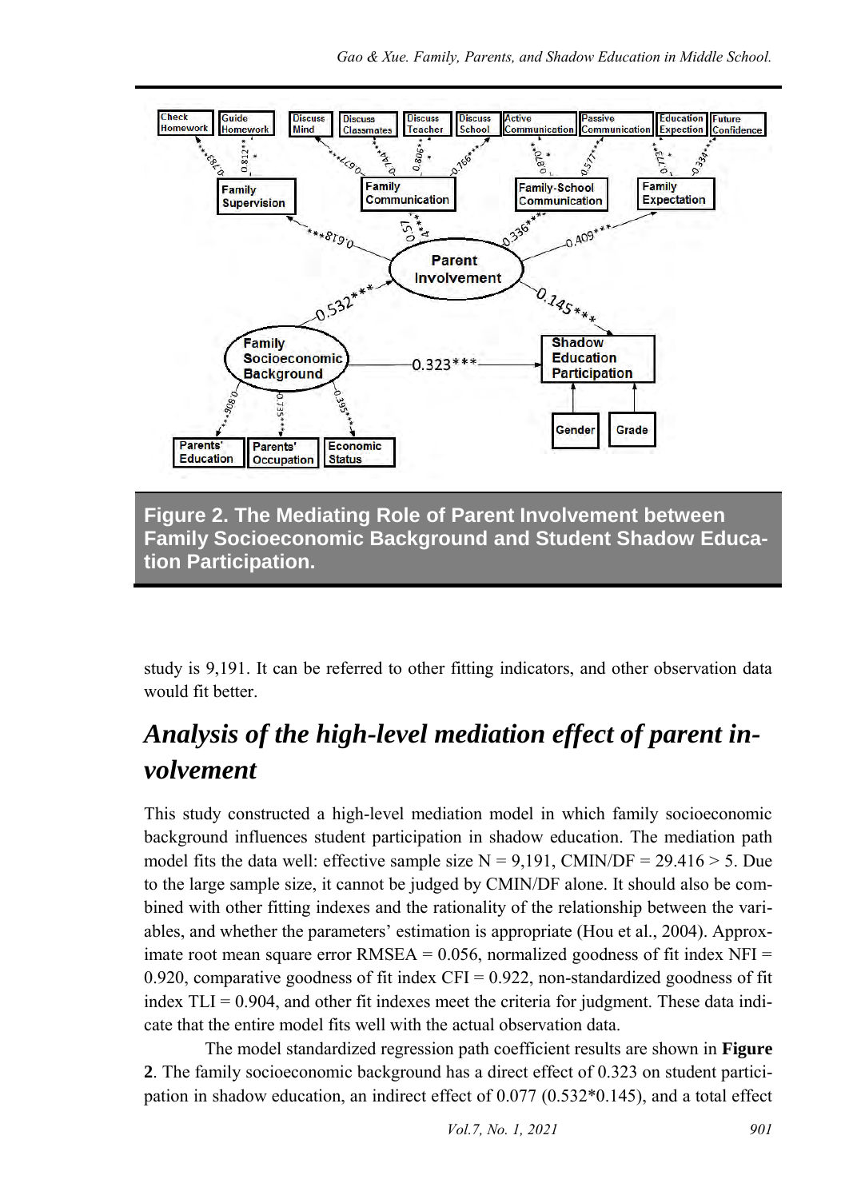Figure 2. The Mediating Role of Parent Involvement between Family Socioeconomic Background and Student Shadow Education Participation.

study is 9,191. It can be referred to other fitting indicators, and other observation data would fit better.

## *Analysis of the high-level mediation effect of parent involvement*

This study constructed a high-level mediation model in which family socioeconomic background influences student participation in shadow education. The mediation path model fits the data well: effective sample size N = 9,191, CMIN/DF = 29.416 > 5. Due to the large sample size, it cannot be judged by CMIN/DF alone. It should also be combined with other fitting indexes and the rationality of the relationship between the variables, and whether the parameters' estimation is appropriate (Hou et al., 2004). Approximate root mean square error RMSEA = 0.056, normalized goodness of fit index NFI = 0.920, comparative goodness of fit index CFI = 0.922, non-standardized goodness of fit index TLI = 0.904, and other fit indexes meet the criteria for judgment. These data indicate that the entire model fits well with the actual observation data.

The model standardized regression path coefficient results are shown in **Figure 2**. The family socioeconomic background has a direct effect of 0.323 on student participation in shadow education, an indirect effect of 0.077 (0.532*0.145), and a total effect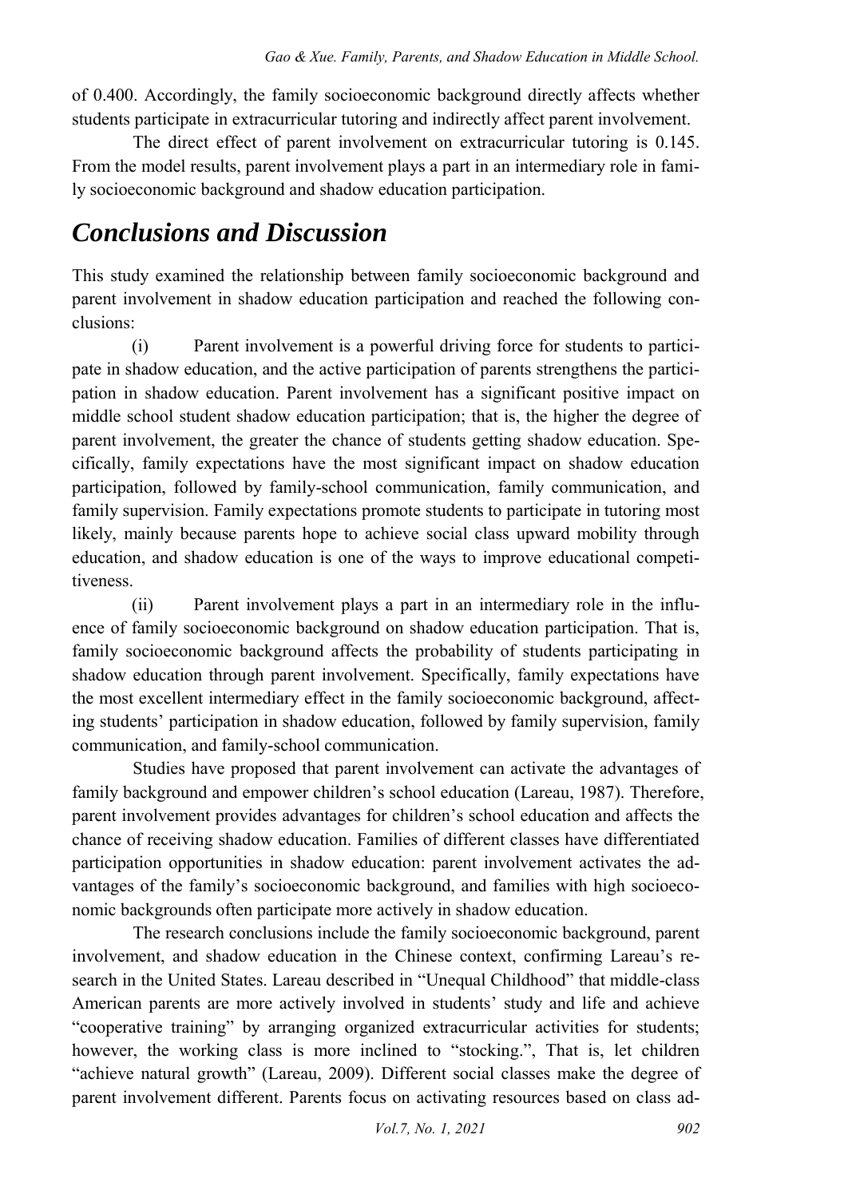of 0.400. Accordingly, the family socioeconomic background directly affects whether students participate in extracurricular tutoring and indirectly affect parent involvement.

The direct effect of parent involvement on extracurricular tutoring is 0.145. From the model results, parent involvement plays a part in an intermediary role in family socioeconomic background and shadow education participation.

## *Conclusions and Discussion*

This study examined the relationship between family socioeconomic background and parent involvement in shadow education participation and reached the following conclusions:

(i) Parent involvement is a powerful driving force for students to participate in shadow education, and the active participation of parents strengthens the participation in shadow education. Parent involvement has a significant positive impact on middle school student shadow education participation; that is, the higher the degree of parent involvement, the greater the chance of students getting shadow education. Specifically, family expectations have the most significant impact on shadow education participation, followed by family-school communication, family communication, and family supervision. Family expectations promote students to participate in tutoring most likely, mainly because parents hope to achieve social class upward mobility through education, and shadow education is one of the ways to improve educational competitiveness.

(ii) Parent involvement plays a part in an intermediary role in the influence of family socioeconomic background on shadow education participation. That is, family socioeconomic background affects the probability of students participating in shadow education through parent involvement. Specifically, family expectations have the most excellent intermediary effect in the family socioeconomic background, affecting students' participation in shadow education, followed by family supervision, family communication, and family-school communication.

Studies have proposed that parent involvement can activate the advantages of family background and empower children's school education (Lareau, 1987). Therefore, parent involvement provides advantages for children's school education and affects the chance of receiving shadow education. Families of different classes have differentiated participation opportunities in shadow education: parent involvement activates the advantages of the family's socioeconomic background, and families with high socioeconomic backgrounds often participate more actively in shadow education.

The research conclusions include the family socioeconomic background, parent involvement, and shadow education in the Chinese context, confirming Lareau's research in the United States. Lareau described in "Unequal Childhood" that middle-class American parents are more actively involved in students' study and life and achieve "cooperative training" by arranging organized extracurricular activities for students; however, the working class is more inclined to "stocking.", That is, let children "achieve natural growth" (Lareau, 2009). Different social classes make the degree of parent involvement different. Parents focus on activating resources based on class ad-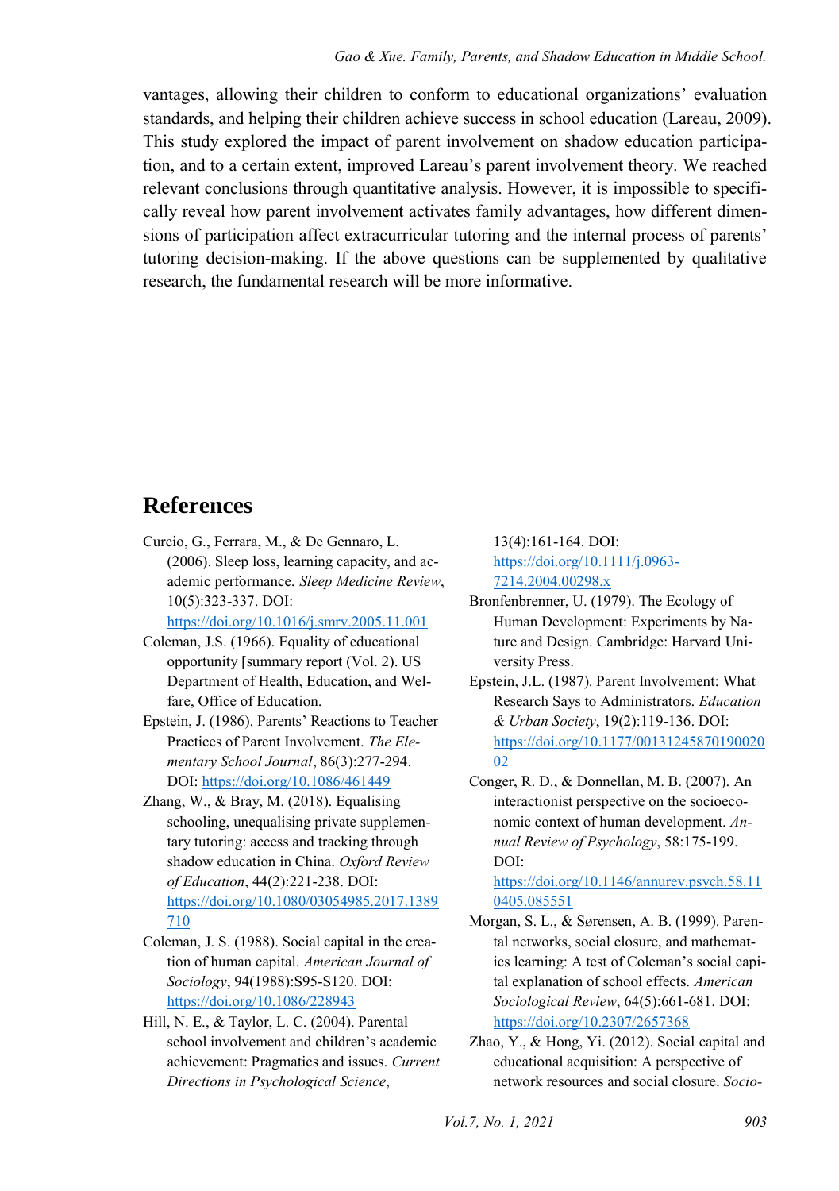vantages, allowing their children to conform to educational organizations' evaluation standards, and helping their children achieve success in school education (Lareau, 2009). This study explored the impact of parent involvement on shadow education participation, and to a certain extent, improved Lareau's parent involvement theory. We reached relevant conclusions through quantitative analysis. However, it is impossible to specifically reveal how parent involvement activates family advantages, how different dimensions of participation affect extracurricular tutoring and the internal process of parents' tutoring decision-making. If the above questions can be supplemented by qualitative research, the fundamental research will be more informative.

## References

Curcio, G., Ferrara, M., & De Gennaro, L. (2006). Sleep loss, learning capacity, and academic performance. *Sleep Medicine Review*, 10(5):323-337. DOI: https://doi.org/10.1016/j.smrv.2005.11.001

Coleman, J.S. (1966). Equality of educational opportunity [summary report (Vol. 2). US Department of Health, Education, and Welfare, Office of Education.

Epstein, J. (1986). Parents' Reactions to Teacher Practices of Parent Involvement. *The Elementary School Journal*, 86(3):277-294. DOI: https://doi.org/10.1086/461449

Zhang, W., & Bray, M. (2018). Equalising schooling, unequalising private supplementary tutoring: access and tracking through shadow education in China. *Oxford Review of Education*, 44(2):221-238. DOI: https://doi.org/10.1080/03054985.2017.1389710

Coleman, J. S. (1988). Social capital in the creation of human capital. *American Journal of Sociology*, 94(1988):S95-S120. DOI: https://doi.org/10.1086/228943

Hill, N. E., & Taylor, L. C. (2004). Parental school involvement and children's academic achievement: Pragmatics and issues. *Current Directions in Psychological Science*, 13(4):161-164. DOI: https://doi.org/10.1111/j.0963-7214.2004.00298.x

Bronfenbrenner, U. (1979). The Ecology of Human Development: Experiments by Nature and Design. Cambridge: Harvard University Press.

Epstein, J.L. (1987). Parent Involvement: What Research Says to Administrators. *Education & Urban Society*, 19(2):119-136. DOI: https://doi.org/10.1177/0013124587019002002

Conger, R. D., & Donnellan, M. B. (2007). An interactionist perspective on the socioeconomic context of human development. *Annual Review of Psychology*, 58:175-199. DOI: https://doi.org/10.1146/annurev.psych.58.110405.085551

Morgan, S. L., & Sørensen, A. B. (1999). Parental networks, social closure, and mathematics learning: A test of Coleman's social capital explanation of school effects. *American Sociological Review*, 64(5):661-681. DOI: https://doi.org/10.2307/2657368

Zhao, Y., & Hong, Yi. (2012). Social capital and educational acquisition: A perspective of network resources and social closure. *Socio-*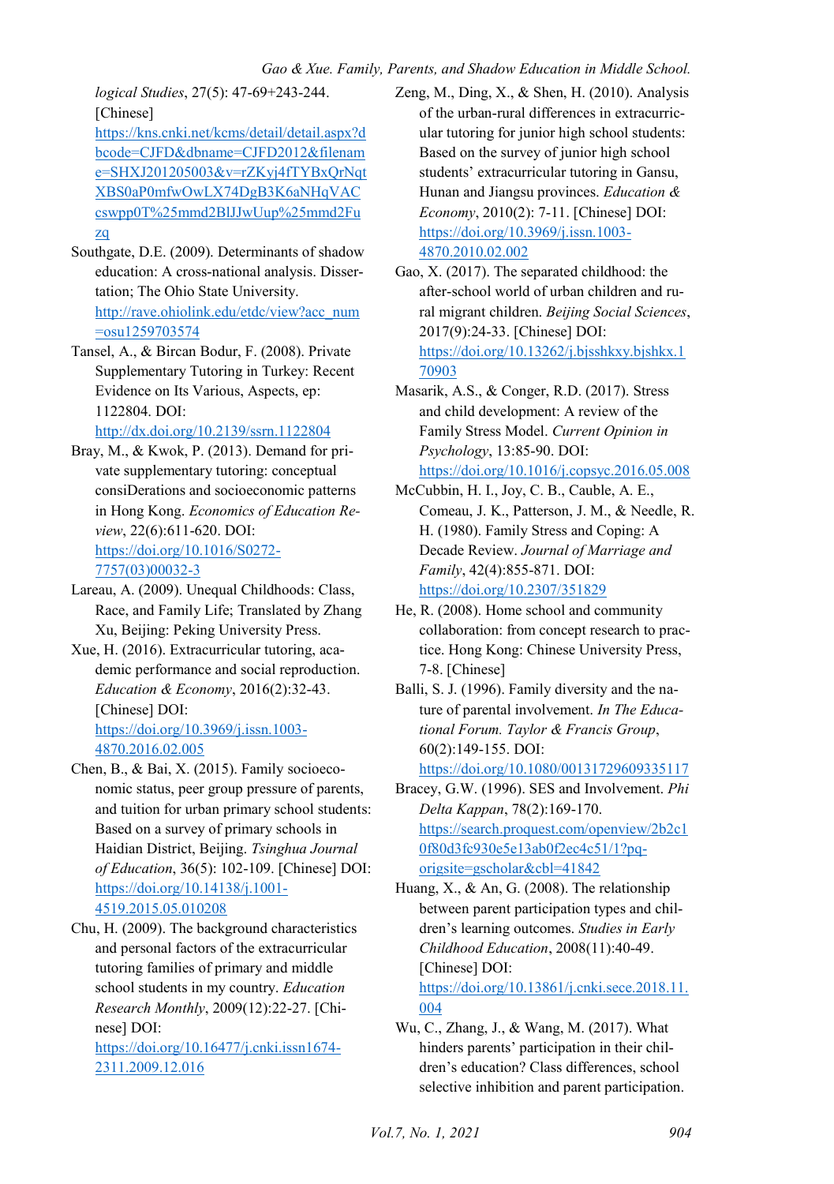*logical Studies*, 27(5): 47-69+243-244. [Chinese] https://kns.cnki.net/kcms/detail/detail.aspx?dbcode=CJFD&dbname=CJFD2012&filename=SHXJ201205003&v=rZKyj4fTYBxQrNqtXBS0aP0mfwOwLX74DgB3K6aNHqVACcswpp0T%25mmd2BlJJwUup%25mmd2Fuzq

Southgate, D.E. (2009). Determinants of shadow education: A cross-national analysis. Dissertation; The Ohio State University. http://rave.ohiolink.edu/etdc/view?acc_num=osu1259703574

Tansel, A., & Bircan Bodur, F. (2008). Private Supplementary Tutoring in Turkey: Recent Evidence on Its Various, Aspects, ep: 1122804. DOI: http://dx.doi.org/10.2139/ssrn.1122804

Bray, M., & Kwok, P. (2013). Demand for private supplementary tutoring: conceptual consiDerations and socioeconomic patterns in Hong Kong. *Economics of Education Review*, 22(6):611-620. DOI: https://doi.org/10.1016/S0272-7757(03)00032-3

Lareau, A. (2009). Unequal Childhoods: Class, Race, and Family Life; Translated by Zhang Xu, Beijing: Peking University Press.

Xue, H. (2016). Extracurricular tutoring, academic performance and social reproduction. *Education & Economy*, 2016(2):32-43. [Chinese] DOI: https://doi.org/10.3969/j.issn.1003-4870.2016.02.005

Chen, B., & Bai, X. (2015). Family socioeconomic status, peer group pressure of parents, and tuition for urban primary school students: Based on a survey of primary schools in Haidian District, Beijing. *Tsinghua Journal of Education*, 36(5): 102-109. [Chinese] DOI: https://doi.org/10.14138/j.1001-4519.2015.05.010208

Chu, H. (2009). The background characteristics and personal factors of the extracurricular tutoring families of primary and middle school students in my country. *Education Research Monthly*, 2009(12):22-27. [Chinese] DOI: https://doi.org/10.16477/j.cnki.issn1674-2311.2009.12.016

Zeng, M., Ding, X., & Shen, H. (2010). Analysis of the urban-rural differences in extracurricular tutoring for junior high school students: Based on the survey of junior high school students' extracurricular tutoring in Gansu, Hunan and Jiangsu provinces. *Education & Economy*, 2010(2): 7-11. [Chinese] DOI: https://doi.org/10.3969/j.issn.1003-4870.2010.02.002

Gao, X. (2017). The separated childhood: the after-school world of urban children and rural migrant children. *Beijing Social Sciences*, 2017(9):24-33. [Chinese] DOI: https://doi.org/10.13262/j.bjsshkxy.bjshkx.170903

Masarik, A.S., & Conger, R.D. (2017). Stress and child development: A review of the Family Stress Model. *Current Opinion in Psychology*, 13:85-90. DOI: https://doi.org/10.1016/j.copsyc.2016.05.008

McCubbin, H. I., Joy, C. B., Cauble, A. E., Comeau, J. K., Patterson, J. M., & Needle, R. H. (1980). Family Stress and Coping: A Decade Review. *Journal of Marriage and Family*, 42(4):855-871. DOI: https://doi.org/10.2307/351829

He, R. (2008). Home school and community collaboration: from concept research to practice. Hong Kong: Chinese University Press, 7-8. [Chinese]

Balli, S. J. (1996). Family diversity and the nature of parental involvement. *In The Educational Forum. Taylor & Francis Group*, 60(2):149-155. DOI: https://doi.org/10.1080/00131729609335117

Bracey, G.W. (1996). SES and Involvement. *Phi Delta Kappan*, 78(2):169-170. https://search.proquest.com/openview/2b2c10f80d3fc930e5e13ab0f2ec4c51/1?pq-origsite=gscholar&cbl=41842

Huang, X., & An, G. (2008). The relationship between parent participation types and children's learning outcomes. *Studies in Early Childhood Education*, 2008(11):40-49. [Chinese] DOI: https://doi.org/10.13861/j.cnki.sece.2018.11.004

Wu, C., Zhang, J., & Wang, M. (2017). What hinders parents' participation in their children's education? Class differences, school selective inhibition and parent participation.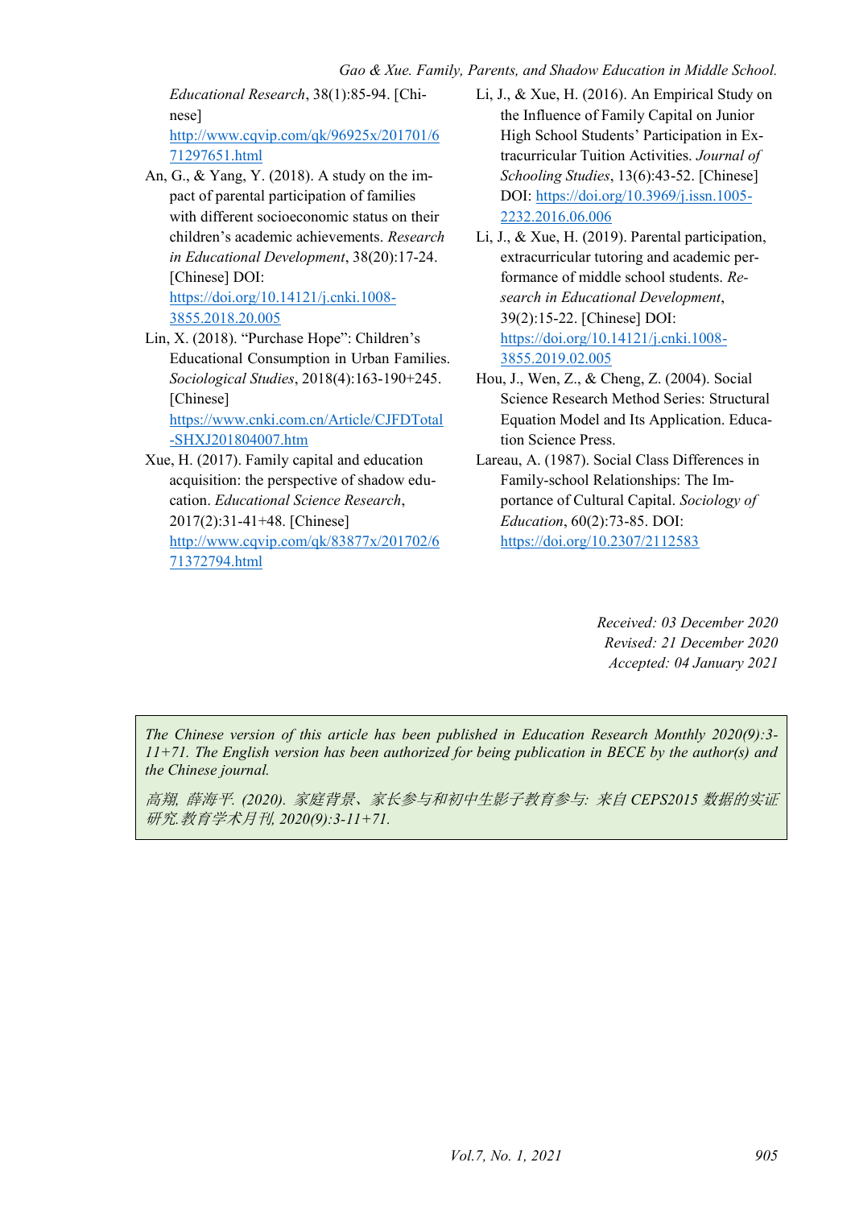*Educational Research*, 38(1):85-94. [Chinese] http://www.cqvip.com/qk/96925x/201701/671297651.html

An, G., & Yang, Y. (2018). A study on the impact of parental participation of families with different socioeconomic status on their children's academic achievements. *Research in Educational Development*, 38(20):17-24. [Chinese] DOI: https://doi.org/10.14121/j.cnki.1008-3855.2018.20.005

Lin, X. (2018). "Purchase Hope": Children's Educational Consumption in Urban Families. *Sociological Studies*, 2018(4):163-190+245. [Chinese] https://www.cnki.com.cn/Article/CJFDTotal-SHXJ201804007.htm

Xue, H. (2017). Family capital and education acquisition: the perspective of shadow education. *Educational Science Research*, 2017(2):31-41+48. [Chinese] http://www.cqvip.com/qk/83877x/201702/671372794.html

Li, J., & Xue, H. (2016). An Empirical Study on the Influence of Family Capital on Junior High School Students' Participation in Extracurricular Tuition Activities. *Journal of Schooling Studies*, 13(6):43-52. [Chinese] DOI: https://doi.org/10.3969/j.issn.1005-2232.2016.06.006

Li, J., & Xue, H. (2019). Parental participation, extracurricular tutoring and academic performance of middle school students. *Research in Educational Development*, 39(2):15-22. [Chinese] DOI: https://doi.org/10.14121/j.cnki.1008-3855.2019.02.005

Hou, J., Wen, Z., & Cheng, Z. (2004). Social Science Research Method Series: Structural Equation Model and Its Application. Education Science Press.

Lareau, A. (1987). Social Class Differences in Family-school Relationships: The Importance of Cultural Capital. *Sociology of Education*, 60(2):73-85. DOI: https://doi.org/10.2307/2112583

*Received: 03 December 2020*
*Revised: 21 December 2020*
*Accepted: 04 January 2021*

*The Chinese version of this article has been published in Education Research Monthly 2020(9):3-11+71. The English version has been authorized for being publication in BECE by the author(s) and the Chinese journal.*

*高翔, 薛海平. (2020). 家庭背景、家长参与和初中生影子教育参与: 来自 CEPS2015 数据的实证研究.教育学术月刊, 2020(9):3-11+71.*